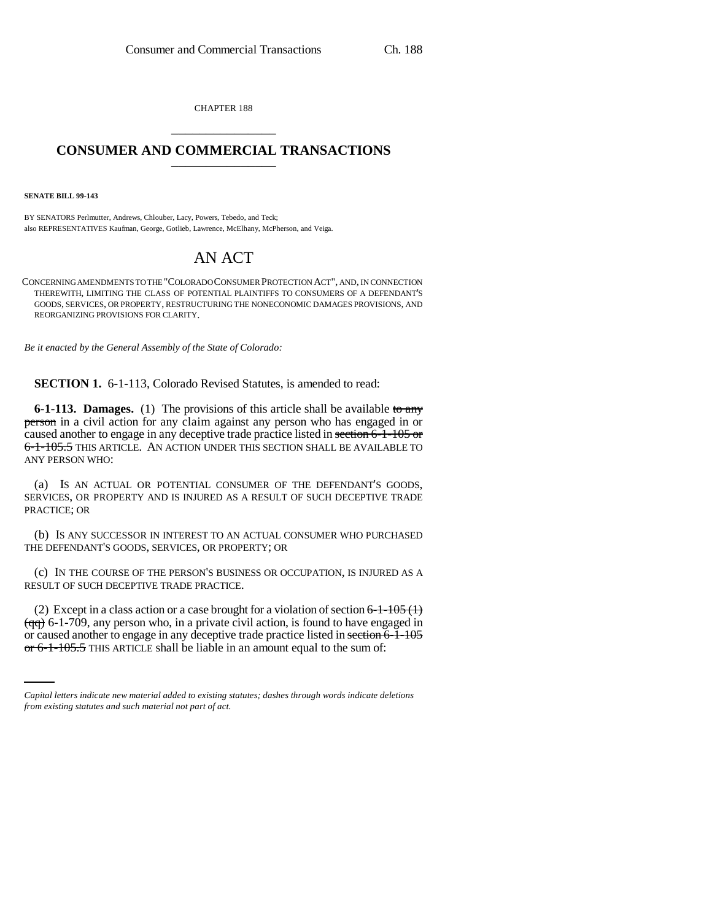CHAPTER 188

# CONSUMER AND COMMERCIAL TRANSACTIONS

**SENATE BILL 99-143**

BY SENATORS Perlmutter, Andrews, Chlouber, Lacy, Powers, Tebedo, and Teck;
also REPRESENTATIVES Kaufman, George, Gotlieb, Lawrence, McElhany, McPherson, and Veiga.

## AN ACT

CONCERNING AMENDMENTS TO THE "COLORADO CONSUMER PROTECTION ACT", AND, IN CONNECTION THEREWITH, LIMITING THE CLASS OF POTENTIAL PLAINTIFFS TO CONSUMERS OF A DEFENDANT'S GOODS, SERVICES, OR PROPERTY, RESTRUCTURING THE NONECONOMIC DAMAGES PROVISIONS, AND REORGANIZING PROVISIONS FOR CLARITY.

*Be it enacted by the General Assembly of the State of Colorado:*

**SECTION 1.** 6-1-113, Colorado Revised Statutes, is amended to read:

**6-1-113. Damages.** (1) The provisions of this article shall be available ~~to any person~~ in a civil action for any claim against any person who has engaged in or caused another to engage in any deceptive trade practice listed in ~~section 6-1-105 or 6-1-105.5~~ THIS ARTICLE. AN ACTION UNDER THIS SECTION SHALL BE AVAILABLE TO ANY PERSON WHO:

(a) IS AN ACTUAL OR POTENTIAL CONSUMER OF THE DEFENDANT'S GOODS, SERVICES, OR PROPERTY AND IS INJURED AS A RESULT OF SUCH DECEPTIVE TRADE PRACTICE; OR

(b) IS ANY SUCCESSOR IN INTEREST TO AN ACTUAL CONSUMER WHO PURCHASED THE DEFENDANT'S GOODS, SERVICES, OR PROPERTY; OR

(c) IN THE COURSE OF THE PERSON'S BUSINESS OR OCCUPATION, IS INJURED AS A RESULT OF SUCH DECEPTIVE TRADE PRACTICE.

(2) Except in a class action or a case brought for a violation of section ~~6-1-105 (1) (qq)~~ 6-1-709, any person who, in a private civil action, is found to have engaged in or caused another to engage in any deceptive trade practice listed in ~~section 6-1-105 or 6-1-105.5~~ THIS ARTICLE shall be liable in an amount equal to the sum of:

*Capital letters indicate new material added to existing statutes; dashes through words indicate deletions from existing statutes and such material not part of act.*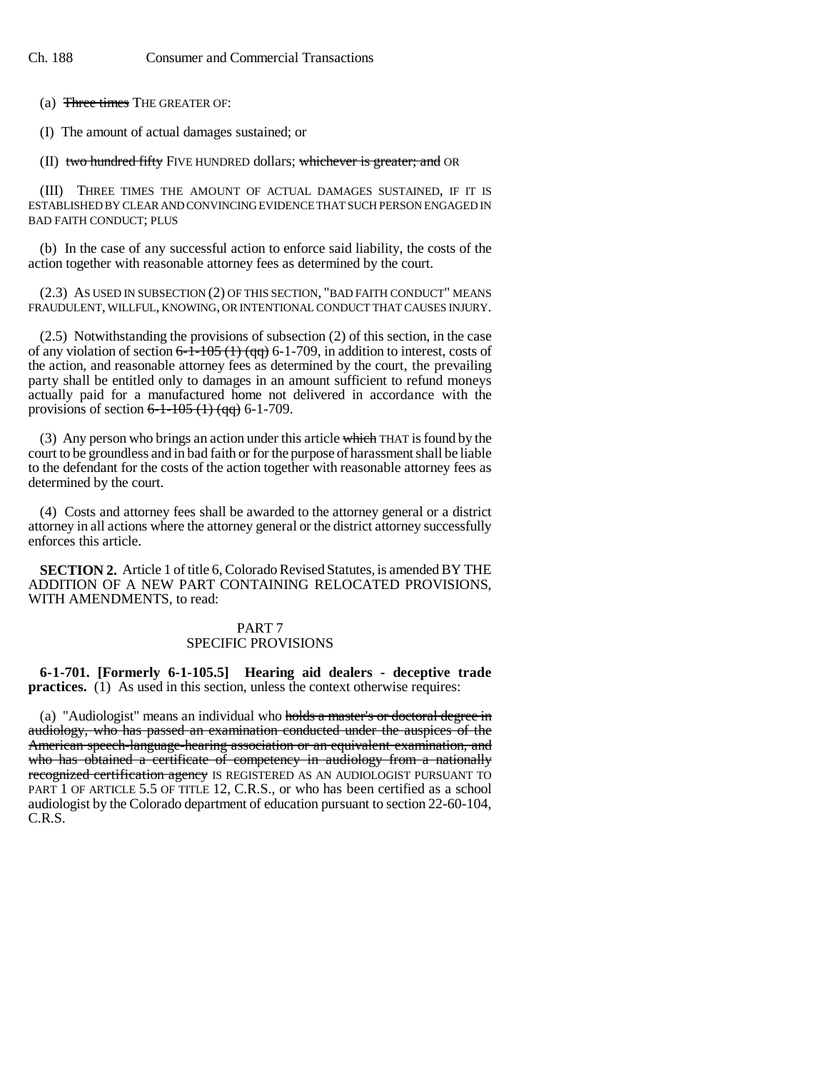(a) ~~Three times~~ THE GREATER OF:

(I) The amount of actual damages sustained; or

(II) ~~two hundred fifty~~ FIVE HUNDRED dollars; ~~whichever is greater; and~~ OR

(III) THREE TIMES THE AMOUNT OF ACTUAL DAMAGES SUSTAINED, IF IT IS ESTABLISHED BY CLEAR AND CONVINCING EVIDENCE THAT SUCH PERSON ENGAGED IN BAD FAITH CONDUCT; PLUS

(b) In the case of any successful action to enforce said liability, the costs of the action together with reasonable attorney fees as determined by the court.

(2.3) AS USED IN SUBSECTION (2) OF THIS SECTION, "BAD FAITH CONDUCT" MEANS FRAUDULENT, WILLFUL, KNOWING, OR INTENTIONAL CONDUCT THAT CAUSES INJURY.

(2.5) Notwithstanding the provisions of subsection (2) of this section, in the case of any violation of section ~~6-1-105 (1) (qq)~~ 6-1-709, in addition to interest, costs of the action, and reasonable attorney fees as determined by the court, the prevailing party shall be entitled only to damages in an amount sufficient to refund moneys actually paid for a manufactured home not delivered in accordance with the provisions of section ~~6-1-105 (1) (qq)~~ 6-1-709.

(3) Any person who brings an action under this article ~~which~~ THAT is found by the court to be groundless and in bad faith or for the purpose of harassment shall be liable to the defendant for the costs of the action together with reasonable attorney fees as determined by the court.

(4) Costs and attorney fees shall be awarded to the attorney general or a district attorney in all actions where the attorney general or the district attorney successfully enforces this article.

**SECTION 2.** Article 1 of title 6, Colorado Revised Statutes, is amended BY THE ADDITION OF A NEW PART CONTAINING RELOCATED PROVISIONS, WITH AMENDMENTS, to read:

PART 7
SPECIFIC PROVISIONS

**6-1-701. [Formerly 6-1-105.5] Hearing aid dealers - deceptive trade practices.** (1) As used in this section, unless the context otherwise requires:

(a) "Audiologist" means an individual who ~~holds a master's or doctoral degree in audiology, who has passed an examination conducted under the auspices of the American speech-language-hearing association or an equivalent examination, and who has obtained a certificate of competency in audiology from a nationally recognized certification agency~~ IS REGISTERED AS AN AUDIOLOGIST PURSUANT TO PART 1 OF ARTICLE 5.5 OF TITLE 12, C.R.S., or who has been certified as a school audiologist by the Colorado department of education pursuant to section 22-60-104, C.R.S.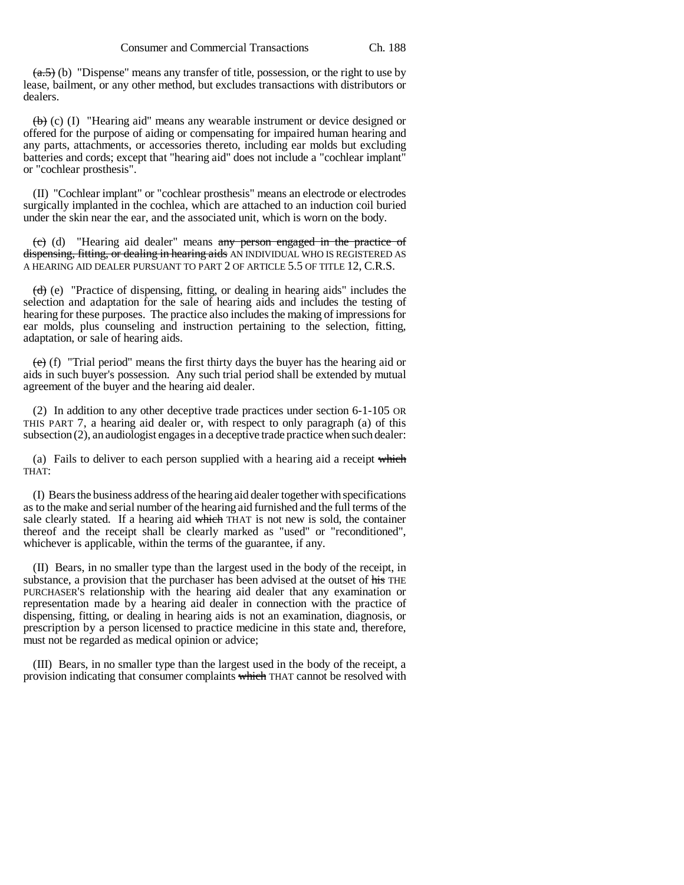~~(a.5)~~ (b) "Dispense" means any transfer of title, possession, or the right to use by lease, bailment, or any other method, but excludes transactions with distributors or dealers.

~~(b)~~ (c) (I) "Hearing aid" means any wearable instrument or device designed or offered for the purpose of aiding or compensating for impaired human hearing and any parts, attachments, or accessories thereto, including ear molds but excluding batteries and cords; except that "hearing aid" does not include a "cochlear implant" or "cochlear prosthesis".

(II) "Cochlear implant" or "cochlear prosthesis" means an electrode or electrodes surgically implanted in the cochlea, which are attached to an induction coil buried under the skin near the ear, and the associated unit, which is worn on the body.

~~(c)~~ (d) "Hearing aid dealer" means ~~any person engaged in the practice of dispensing, fitting, or dealing in hearing aids~~ AN INDIVIDUAL WHO IS REGISTERED AS A HEARING AID DEALER PURSUANT TO PART 2 OF ARTICLE 5.5 OF TITLE 12, C.R.S.

~~(d)~~ (e) "Practice of dispensing, fitting, or dealing in hearing aids" includes the selection and adaptation for the sale of hearing aids and includes the testing of hearing for these purposes. The practice also includes the making of impressions for ear molds, plus counseling and instruction pertaining to the selection, fitting, adaptation, or sale of hearing aids.

~~(e)~~ (f) "Trial period" means the first thirty days the buyer has the hearing aid or aids in such buyer's possession. Any such trial period shall be extended by mutual agreement of the buyer and the hearing aid dealer.

(2) In addition to any other deceptive trade practices under section 6-1-105 OR THIS PART 7, a hearing aid dealer or, with respect to only paragraph (a) of this subsection (2), an audiologist engages in a deceptive trade practice when such dealer:

(a) Fails to deliver to each person supplied with a hearing aid a receipt ~~which~~ THAT:

(I) Bears the business address of the hearing aid dealer together with specifications as to the make and serial number of the hearing aid furnished and the full terms of the sale clearly stated. If a hearing aid ~~which~~ THAT is not new is sold, the container thereof and the receipt shall be clearly marked as "used" or "reconditioned", whichever is applicable, within the terms of the guarantee, if any.

(II) Bears, in no smaller type than the largest used in the body of the receipt, in substance, a provision that the purchaser has been advised at the outset of ~~his~~ THE PURCHASER'S relationship with the hearing aid dealer that any examination or representation made by a hearing aid dealer in connection with the practice of dispensing, fitting, or dealing in hearing aids is not an examination, diagnosis, or prescription by a person licensed to practice medicine in this state and, therefore, must not be regarded as medical opinion or advice;

(III) Bears, in no smaller type than the largest used in the body of the receipt, a provision indicating that consumer complaints ~~which~~ THAT cannot be resolved with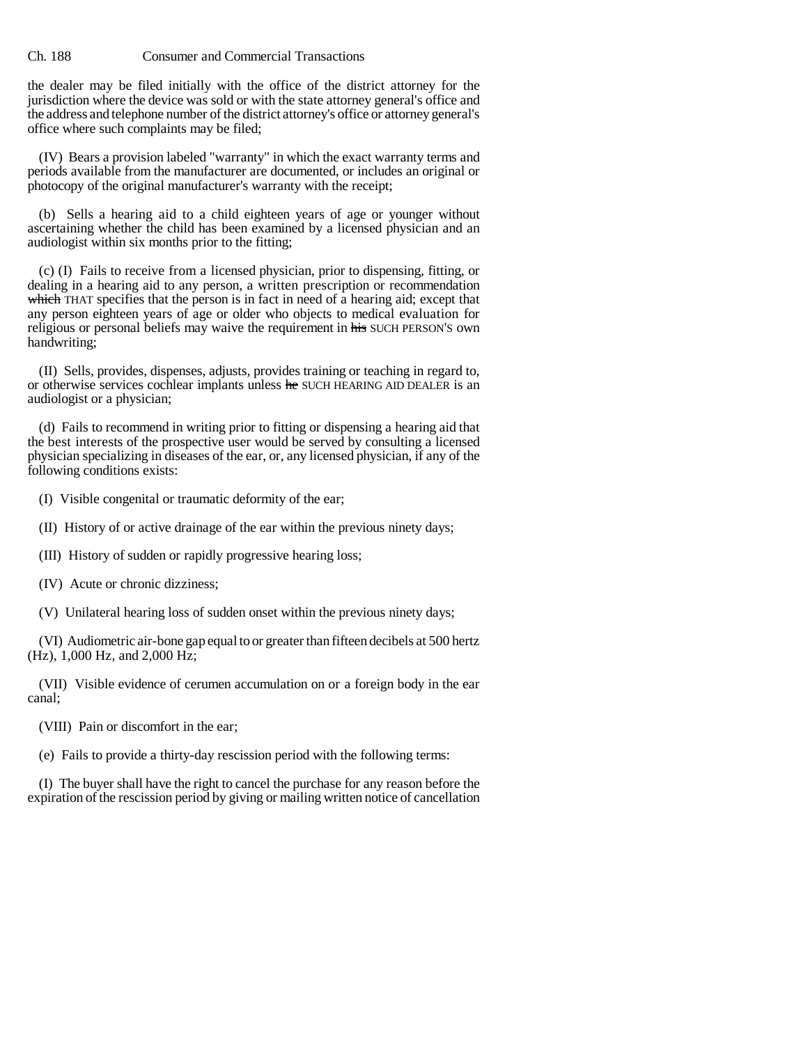the dealer may be filed initially with the office of the district attorney for the jurisdiction where the device was sold or with the state attorney general's office and the address and telephone number of the district attorney's office or attorney general's office where such complaints may be filed;

(IV) Bears a provision labeled "warranty" in which the exact warranty terms and periods available from the manufacturer are documented, or includes an original or photocopy of the original manufacturer's warranty with the receipt;

(b) Sells a hearing aid to a child eighteen years of age or younger without ascertaining whether the child has been examined by a licensed physician and an audiologist within six months prior to the fitting;

(c) (I) Fails to receive from a licensed physician, prior to dispensing, fitting, or dealing in a hearing aid to any person, a written prescription or recommendation ~~which~~ THAT specifies that the person is in fact in need of a hearing aid; except that any person eighteen years of age or older who objects to medical evaluation for religious or personal beliefs may waive the requirement in ~~his~~ SUCH PERSON'S own handwriting;

(II) Sells, provides, dispenses, adjusts, provides training or teaching in regard to, or otherwise services cochlear implants unless ~~he~~ SUCH HEARING AID DEALER is an audiologist or a physician;

(d) Fails to recommend in writing prior to fitting or dispensing a hearing aid that the best interests of the prospective user would be served by consulting a licensed physician specializing in diseases of the ear, or, any licensed physician, if any of the following conditions exists:

(I) Visible congenital or traumatic deformity of the ear;

(II) History of or active drainage of the ear within the previous ninety days;

(III) History of sudden or rapidly progressive hearing loss;

(IV) Acute or chronic dizziness;

(V) Unilateral hearing loss of sudden onset within the previous ninety days;

(VI) Audiometric air-bone gap equal to or greater than fifteen decibels at 500 hertz (Hz), 1,000 Hz, and 2,000 Hz;

(VII) Visible evidence of cerumen accumulation on or a foreign body in the ear canal;

(VIII) Pain or discomfort in the ear;

(e) Fails to provide a thirty-day rescission period with the following terms:

(I) The buyer shall have the right to cancel the purchase for any reason before the expiration of the rescission period by giving or mailing written notice of cancellation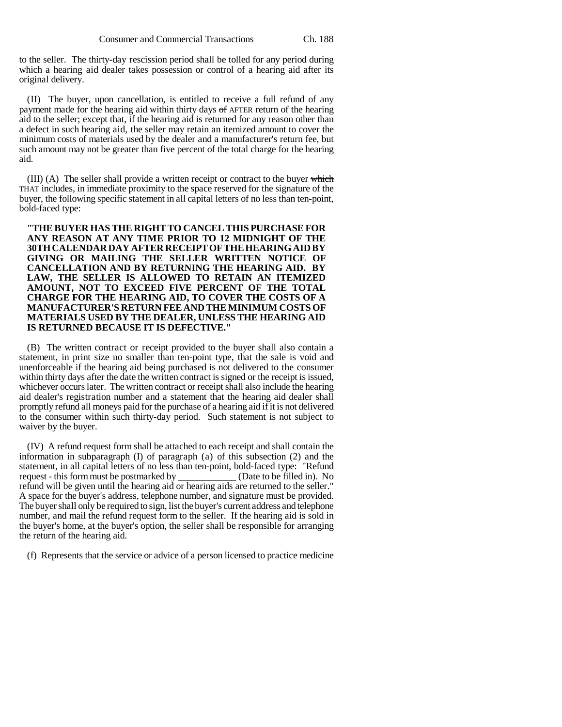to the seller. The thirty-day rescission period shall be tolled for any period during which a hearing aid dealer takes possession or control of a hearing aid after its original delivery.

(II) The buyer, upon cancellation, is entitled to receive a full refund of any payment made for the hearing aid within thirty days ~~of~~ AFTER return of the hearing aid to the seller; except that, if the hearing aid is returned for any reason other than a defect in such hearing aid, the seller may retain an itemized amount to cover the minimum costs of materials used by the dealer and a manufacturer's return fee, but such amount may not be greater than five percent of the total charge for the hearing aid.

(III) (A) The seller shall provide a written receipt or contract to the buyer ~~which~~ THAT includes, in immediate proximity to the space reserved for the signature of the buyer, the following specific statement in all capital letters of no less than ten-point, bold-faced type:

**"THE BUYER HAS THE RIGHT TO CANCEL THIS PURCHASE FOR ANY REASON AT ANY TIME PRIOR TO 12 MIDNIGHT OF THE 30TH CALENDAR DAY AFTER RECEIPT OF THE HEARING AID BY GIVING OR MAILING THE SELLER WRITTEN NOTICE OF CANCELLATION AND BY RETURNING THE HEARING AID. BY LAW, THE SELLER IS ALLOWED TO RETAIN AN ITEMIZED AMOUNT, NOT TO EXCEED FIVE PERCENT OF THE TOTAL CHARGE FOR THE HEARING AID, TO COVER THE COSTS OF A MANUFACTURER'S RETURN FEE AND THE MINIMUM COSTS OF MATERIALS USED BY THE DEALER, UNLESS THE HEARING AID IS RETURNED BECAUSE IT IS DEFECTIVE."**

(B) The written contract or receipt provided to the buyer shall also contain a statement, in print size no smaller than ten-point type, that the sale is void and unenforceable if the hearing aid being purchased is not delivered to the consumer within thirty days after the date the written contract is signed or the receipt is issued, whichever occurs later. The written contract or receipt shall also include the hearing aid dealer's registration number and a statement that the hearing aid dealer shall promptly refund all moneys paid for the purchase of a hearing aid if it is not delivered to the consumer within such thirty-day period. Such statement is not subject to waiver by the buyer.

(IV) A refund request form shall be attached to each receipt and shall contain the information in subparagraph (I) of paragraph (a) of this subsection (2) and the statement, in all capital letters of no less than ten-point, bold-faced type: "Refund request - this form must be postmarked by ____________ (Date to be filled in). No refund will be given until the hearing aid or hearing aids are returned to the seller." A space for the buyer's address, telephone number, and signature must be provided. The buyer shall only be required to sign, list the buyer's current address and telephone number, and mail the refund request form to the seller. If the hearing aid is sold in the buyer's home, at the buyer's option, the seller shall be responsible for arranging the return of the hearing aid.

(f) Represents that the service or advice of a person licensed to practice medicine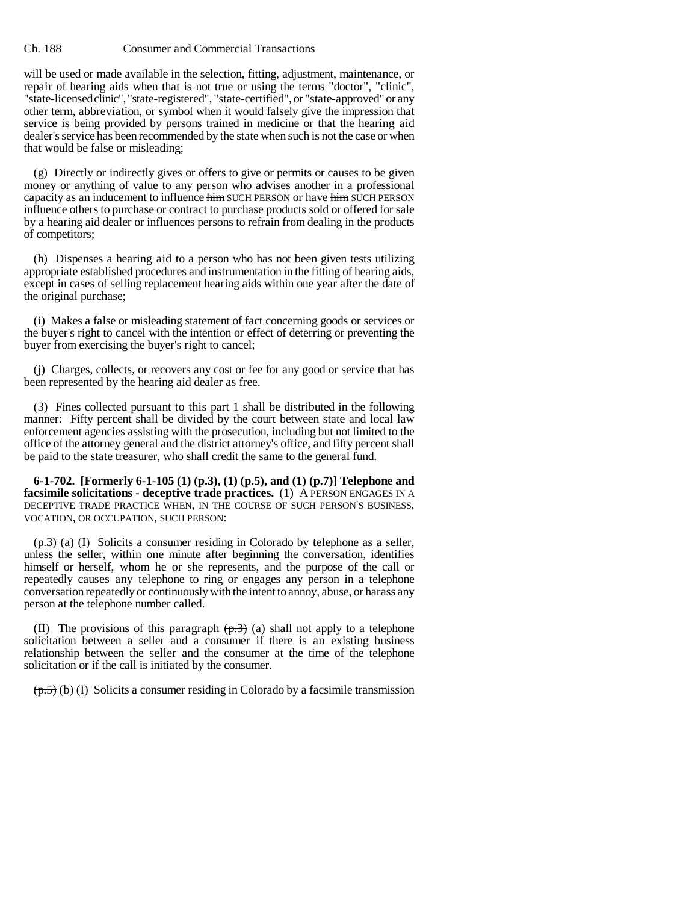will be used or made available in the selection, fitting, adjustment, maintenance, or repair of hearing aids when that is not true or using the terms "doctor", "clinic", "state-licensed clinic", "state-registered", "state-certified", or "state-approved" or any other term, abbreviation, or symbol when it would falsely give the impression that service is being provided by persons trained in medicine or that the hearing aid dealer's service has been recommended by the state when such is not the case or when that would be false or misleading;

(g) Directly or indirectly gives or offers to give or permits or causes to be given money or anything of value to any person who advises another in a professional capacity as an inducement to influence ~~him~~ SUCH PERSON or have ~~him~~ SUCH PERSON influence others to purchase or contract to purchase products sold or offered for sale by a hearing aid dealer or influences persons to refrain from dealing in the products of competitors;

(h) Dispenses a hearing aid to a person who has not been given tests utilizing appropriate established procedures and instrumentation in the fitting of hearing aids, except in cases of selling replacement hearing aids within one year after the date of the original purchase;

(i) Makes a false or misleading statement of fact concerning goods or services or the buyer's right to cancel with the intention or effect of deterring or preventing the buyer from exercising the buyer's right to cancel;

(j) Charges, collects, or recovers any cost or fee for any good or service that has been represented by the hearing aid dealer as free.

(3) Fines collected pursuant to this part 1 shall be distributed in the following manner: Fifty percent shall be divided by the court between state and local law enforcement agencies assisting with the prosecution, including but not limited to the office of the attorney general and the district attorney's office, and fifty percent shall be paid to the state treasurer, who shall credit the same to the general fund.

**6-1-702. [Formerly 6-1-105 (1) (p.3), (1) (p.5), and (1) (p.7)] Telephone and facsimile solicitations - deceptive trade practices.** (1) A PERSON ENGAGES IN A DECEPTIVE TRADE PRACTICE WHEN, IN THE COURSE OF SUCH PERSON'S BUSINESS, VOCATION, OR OCCUPATION, SUCH PERSON:

~~(p.3)~~ (a) (I) Solicits a consumer residing in Colorado by telephone as a seller, unless the seller, within one minute after beginning the conversation, identifies himself or herself, whom he or she represents, and the purpose of the call or repeatedly causes any telephone to ring or engages any person in a telephone conversation repeatedly or continuously with the intent to annoy, abuse, or harass any person at the telephone number called.

(II) The provisions of this paragraph ~~(p.3)~~ (a) shall not apply to a telephone solicitation between a seller and a consumer if there is an existing business relationship between the seller and the consumer at the time of the telephone solicitation or if the call is initiated by the consumer.

~~(p.5)~~ (b) (I) Solicits a consumer residing in Colorado by a facsimile transmission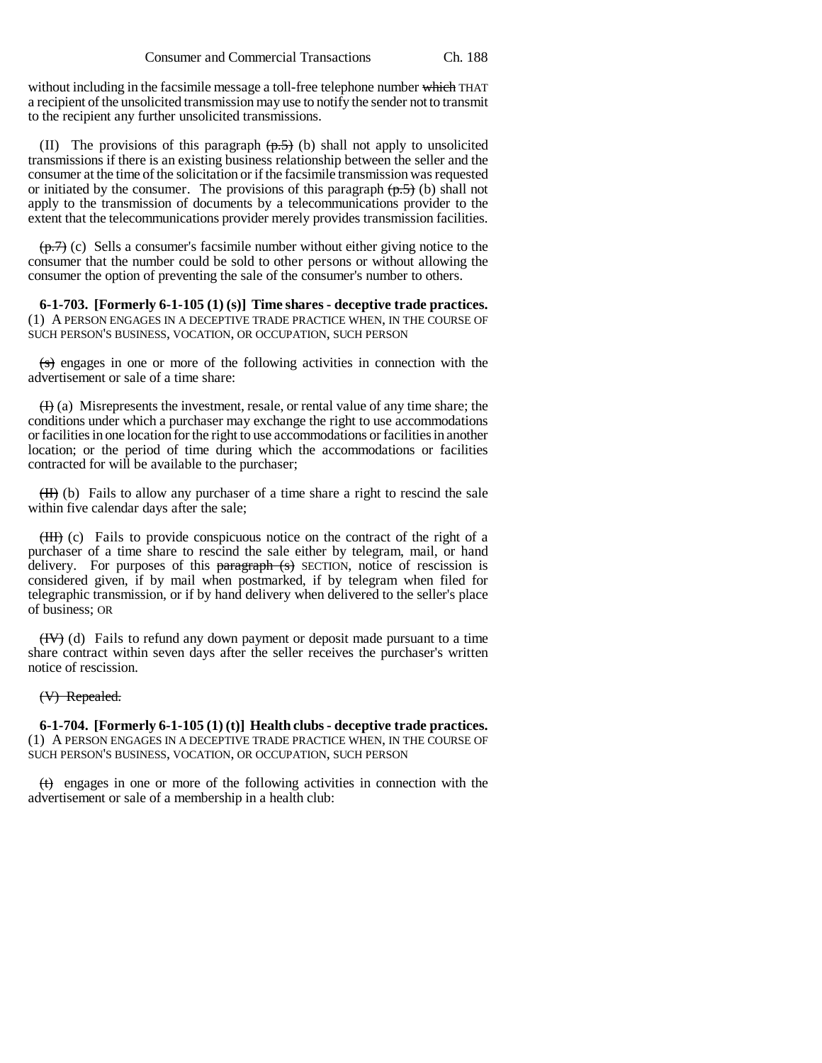without including in the facsimile message a toll-free telephone number ~~which~~ THAT a recipient of the unsolicited transmission may use to notify the sender not to transmit to the recipient any further unsolicited transmissions.

(II) The provisions of this paragraph ~~(p.5)~~ (b) shall not apply to unsolicited transmissions if there is an existing business relationship between the seller and the consumer at the time of the solicitation or if the facsimile transmission was requested or initiated by the consumer. The provisions of this paragraph ~~(p.5)~~ (b) shall not apply to the transmission of documents by a telecommunications provider to the extent that the telecommunications provider merely provides transmission facilities.

~~(p.7)~~ (c) Sells a consumer's facsimile number without either giving notice to the consumer that the number could be sold to other persons or without allowing the consumer the option of preventing the sale of the consumer's number to others.

**6-1-703. [Formerly 6-1-105 (1) (s)] Time shares - deceptive trade practices.** (1) A PERSON ENGAGES IN A DECEPTIVE TRADE PRACTICE WHEN, IN THE COURSE OF SUCH PERSON'S BUSINESS, VOCATION, OR OCCUPATION, SUCH PERSON

~~(s)~~ engages in one or more of the following activities in connection with the advertisement or sale of a time share:

~~(I)~~ (a) Misrepresents the investment, resale, or rental value of any time share; the conditions under which a purchaser may exchange the right to use accommodations or facilities in one location for the right to use accommodations or facilities in another location; or the period of time during which the accommodations or facilities contracted for will be available to the purchaser;

~~(II)~~ (b) Fails to allow any purchaser of a time share a right to rescind the sale within five calendar days after the sale;

~~(III)~~ (c) Fails to provide conspicuous notice on the contract of the right of a purchaser of a time share to rescind the sale either by telegram, mail, or hand delivery. For purposes of this ~~paragraph (s)~~ SECTION, notice of rescission is considered given, if by mail when postmarked, if by telegram when filed for telegraphic transmission, or if by hand delivery when delivered to the seller's place of business; OR

~~(IV)~~ (d) Fails to refund any down payment or deposit made pursuant to a time share contract within seven days after the seller receives the purchaser's written notice of rescission.

~~(V) Repealed.~~

**6-1-704. [Formerly 6-1-105 (1) (t)] Health clubs - deceptive trade practices.** (1) A PERSON ENGAGES IN A DECEPTIVE TRADE PRACTICE WHEN, IN THE COURSE OF SUCH PERSON'S BUSINESS, VOCATION, OR OCCUPATION, SUCH PERSON

~~(t)~~ engages in one or more of the following activities in connection with the advertisement or sale of a membership in a health club: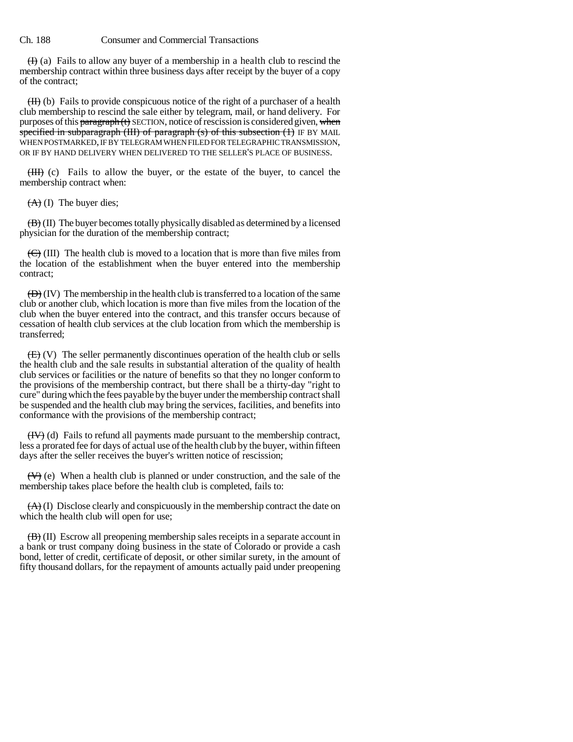~~(I)~~ (a) Fails to allow any buyer of a membership in a health club to rescind the membership contract within three business days after receipt by the buyer of a copy of the contract;

~~(II)~~ (b) Fails to provide conspicuous notice of the right of a purchaser of a health club membership to rescind the sale either by telegram, mail, or hand delivery. For purposes of this ~~paragraph (t)~~ SECTION, notice of rescission is considered given, ~~when specified in subparagraph (III) of paragraph (s) of this subsection (1)~~ IF BY MAIL WHEN POSTMARKED, IF BY TELEGRAM WHEN FILED FOR TELEGRAPHIC TRANSMISSION, OR IF BY HAND DELIVERY WHEN DELIVERED TO THE SELLER'S PLACE OF BUSINESS.

~~(III)~~ (c) Fails to allow the buyer, or the estate of the buyer, to cancel the membership contract when:

~~(A)~~ (I) The buyer dies;

~~(B)~~ (II) The buyer becomes totally physically disabled as determined by a licensed physician for the duration of the membership contract;

~~(C)~~ (III) The health club is moved to a location that is more than five miles from the location of the establishment when the buyer entered into the membership contract;

~~(D)~~ (IV) The membership in the health club is transferred to a location of the same club or another club, which location is more than five miles from the location of the club when the buyer entered into the contract, and this transfer occurs because of cessation of health club services at the club location from which the membership is transferred;

~~(E)~~ (V) The seller permanently discontinues operation of the health club or sells the health club and the sale results in substantial alteration of the quality of health club services or facilities or the nature of benefits so that they no longer conform to the provisions of the membership contract, but there shall be a thirty-day "right to cure" during which the fees payable by the buyer under the membership contract shall be suspended and the health club may bring the services, facilities, and benefits into conformance with the provisions of the membership contract;

~~(IV)~~ (d) Fails to refund all payments made pursuant to the membership contract, less a prorated fee for days of actual use of the health club by the buyer, within fifteen days after the seller receives the buyer's written notice of rescission;

~~(V)~~ (e) When a health club is planned or under construction, and the sale of the membership takes place before the health club is completed, fails to:

~~(A)~~ (I) Disclose clearly and conspicuously in the membership contract the date on which the health club will open for use;

~~(B)~~ (II) Escrow all preopening membership sales receipts in a separate account in a bank or trust company doing business in the state of Colorado or provide a cash bond, letter of credit, certificate of deposit, or other similar surety, in the amount of fifty thousand dollars, for the repayment of amounts actually paid under preopening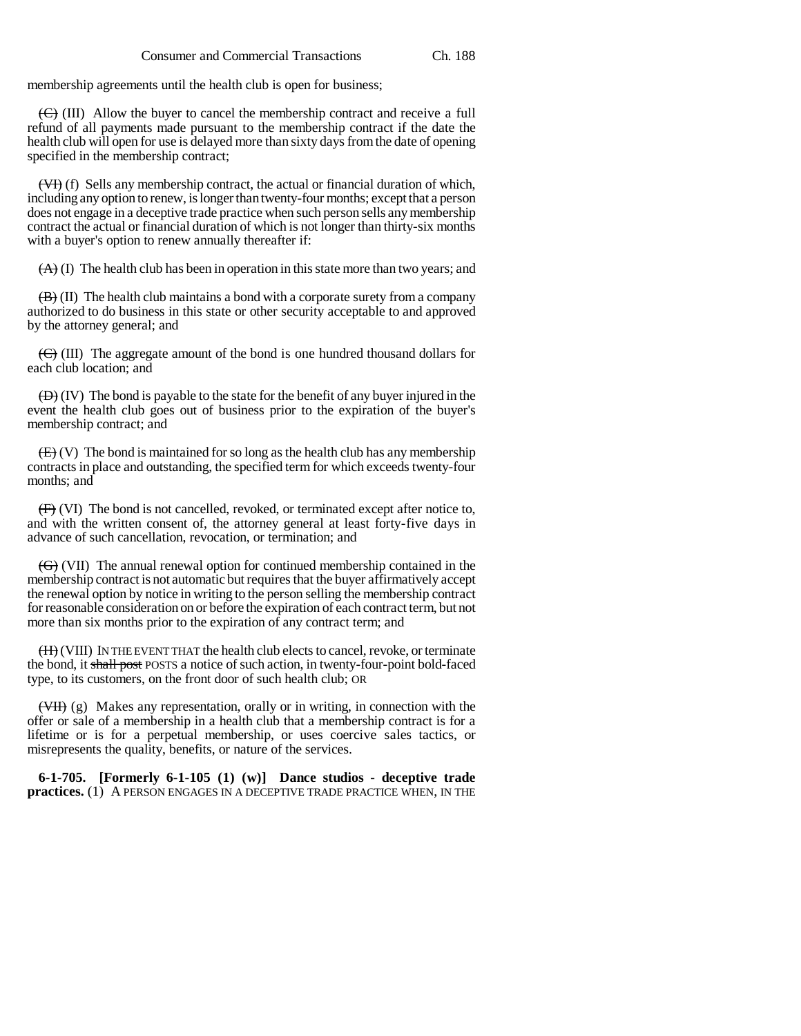membership agreements until the health club is open for business;

~~(C)~~ (III) Allow the buyer to cancel the membership contract and receive a full refund of all payments made pursuant to the membership contract if the date the health club will open for use is delayed more than sixty days from the date of opening specified in the membership contract;

~~(VI)~~ (f) Sells any membership contract, the actual or financial duration of which, including any option to renew, is longer than twenty-four months; except that a person does not engage in a deceptive trade practice when such person sells any membership contract the actual or financial duration of which is not longer than thirty-six months with a buyer's option to renew annually thereafter if:

~~(A)~~ (I) The health club has been in operation in this state more than two years; and

~~(B)~~ (II) The health club maintains a bond with a corporate surety from a company authorized to do business in this state or other security acceptable to and approved by the attorney general; and

~~(C)~~ (III) The aggregate amount of the bond is one hundred thousand dollars for each club location; and

~~(D)~~ (IV) The bond is payable to the state for the benefit of any buyer injured in the event the health club goes out of business prior to the expiration of the buyer's membership contract; and

~~(E)~~ (V) The bond is maintained for so long as the health club has any membership contracts in place and outstanding, the specified term for which exceeds twenty-four months; and

~~(F)~~ (VI) The bond is not cancelled, revoked, or terminated except after notice to, and with the written consent of, the attorney general at least forty-five days in advance of such cancellation, revocation, or termination; and

~~(G)~~ (VII) The annual renewal option for continued membership contained in the membership contract is not automatic but requires that the buyer affirmatively accept the renewal option by notice in writing to the person selling the membership contract for reasonable consideration on or before the expiration of each contract term, but not more than six months prior to the expiration of any contract term; and

~~(H)~~ (VIII) IN THE EVENT THAT the health club elects to cancel, revoke, or terminate the bond, it ~~shall post~~ POSTS a notice of such action, in twenty-four-point bold-faced type, to its customers, on the front door of such health club; OR

~~(VII)~~ (g) Makes any representation, orally or in writing, in connection with the offer or sale of a membership in a health club that a membership contract is for a lifetime or is for a perpetual membership, or uses coercive sales tactics, or misrepresents the quality, benefits, or nature of the services.

**6-1-705. [Formerly 6-1-105 (1) (w)] Dance studios - deceptive trade practices.** (1) A PERSON ENGAGES IN A DECEPTIVE TRADE PRACTICE WHEN, IN THE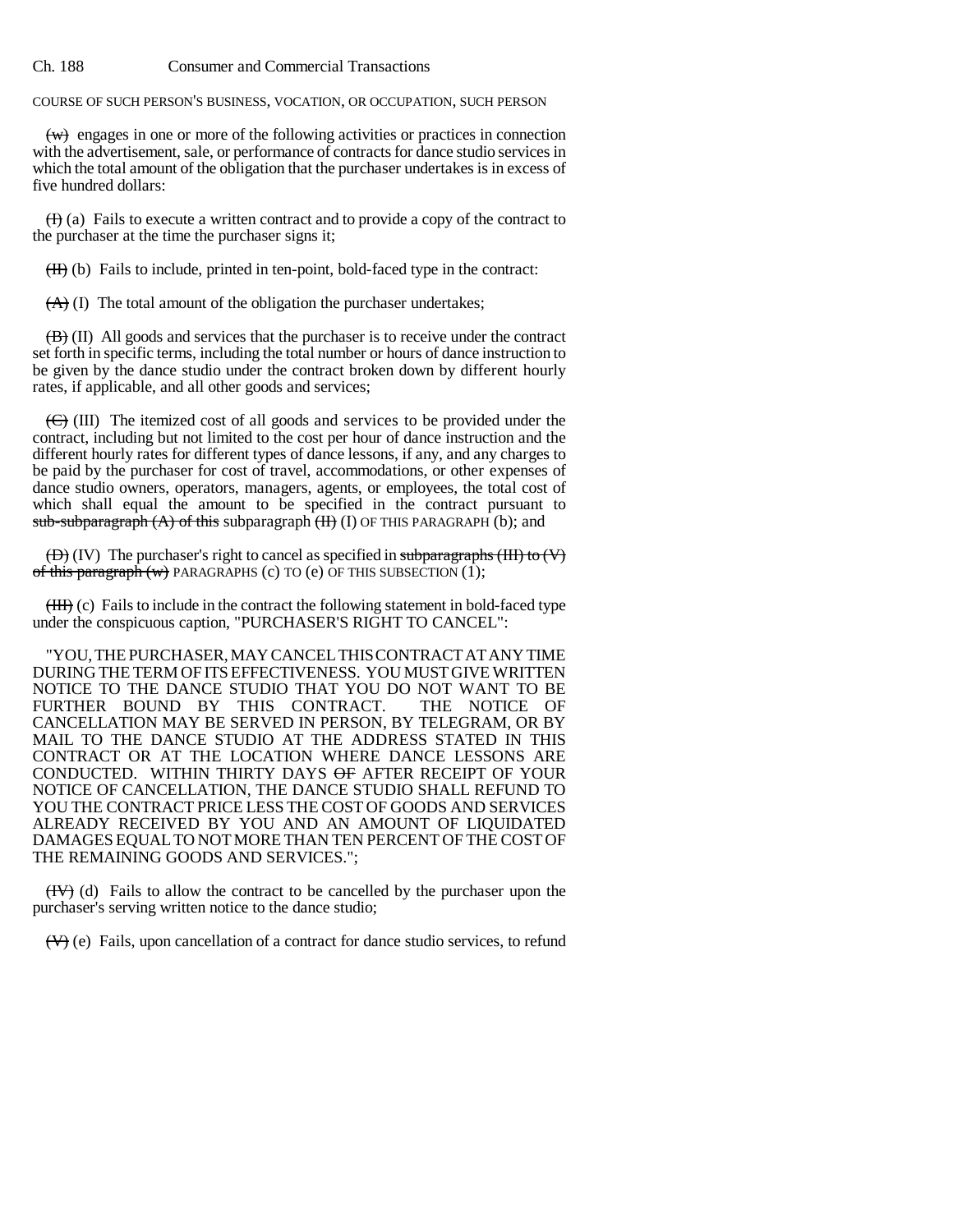COURSE OF SUCH PERSON'S BUSINESS, VOCATION, OR OCCUPATION, SUCH PERSON

~~(w)~~ engages in one or more of the following activities or practices in connection with the advertisement, sale, or performance of contracts for dance studio services in which the total amount of the obligation that the purchaser undertakes is in excess of five hundred dollars:

~~(I)~~ (a) Fails to execute a written contract and to provide a copy of the contract to the purchaser at the time the purchaser signs it;

~~(II)~~ (b) Fails to include, printed in ten-point, bold-faced type in the contract:

~~(A)~~ (I) The total amount of the obligation the purchaser undertakes;

~~(B)~~ (II) All goods and services that the purchaser is to receive under the contract set forth in specific terms, including the total number or hours of dance instruction to be given by the dance studio under the contract broken down by different hourly rates, if applicable, and all other goods and services;

~~(C)~~ (III) The itemized cost of all goods and services to be provided under the contract, including but not limited to the cost per hour of dance instruction and the different hourly rates for different types of dance lessons, if any, and any charges to be paid by the purchaser for cost of travel, accommodations, or other expenses of dance studio owners, operators, managers, agents, or employees, the total cost of which shall equal the amount to be specified in the contract pursuant to ~~sub-subparagraph (A) of this~~ subparagraph ~~(II)~~ (I) OF THIS PARAGRAPH (b); and

~~(D)~~ (IV) The purchaser's right to cancel as specified in ~~subparagraphs (III) to (V) of this paragraph (w)~~ PARAGRAPHS (c) TO (e) OF THIS SUBSECTION (1);

~~(III)~~ (c) Fails to include in the contract the following statement in bold-faced type under the conspicuous caption, "PURCHASER'S RIGHT TO CANCEL":

"YOU, THE PURCHASER, MAY CANCEL THIS CONTRACT AT ANY TIME DURING THE TERM OF ITS EFFECTIVENESS. YOU MUST GIVE WRITTEN NOTICE TO THE DANCE STUDIO THAT YOU DO NOT WANT TO BE FURTHER BOUND BY THIS CONTRACT. THE NOTICE OF CANCELLATION MAY BE SERVED IN PERSON, BY TELEGRAM, OR BY MAIL TO THE DANCE STUDIO AT THE ADDRESS STATED IN THIS CONTRACT OR AT THE LOCATION WHERE DANCE LESSONS ARE CONDUCTED. WITHIN THIRTY DAYS ~~OF~~ AFTER RECEIPT OF YOUR NOTICE OF CANCELLATION, THE DANCE STUDIO SHALL REFUND TO YOU THE CONTRACT PRICE LESS THE COST OF GOODS AND SERVICES ALREADY RECEIVED BY YOU AND AN AMOUNT OF LIQUIDATED DAMAGES EQUAL TO NOT MORE THAN TEN PERCENT OF THE COST OF THE REMAINING GOODS AND SERVICES.";

~~(IV)~~ (d) Fails to allow the contract to be cancelled by the purchaser upon the purchaser's serving written notice to the dance studio;

~~(V)~~ (e) Fails, upon cancellation of a contract for dance studio services, to refund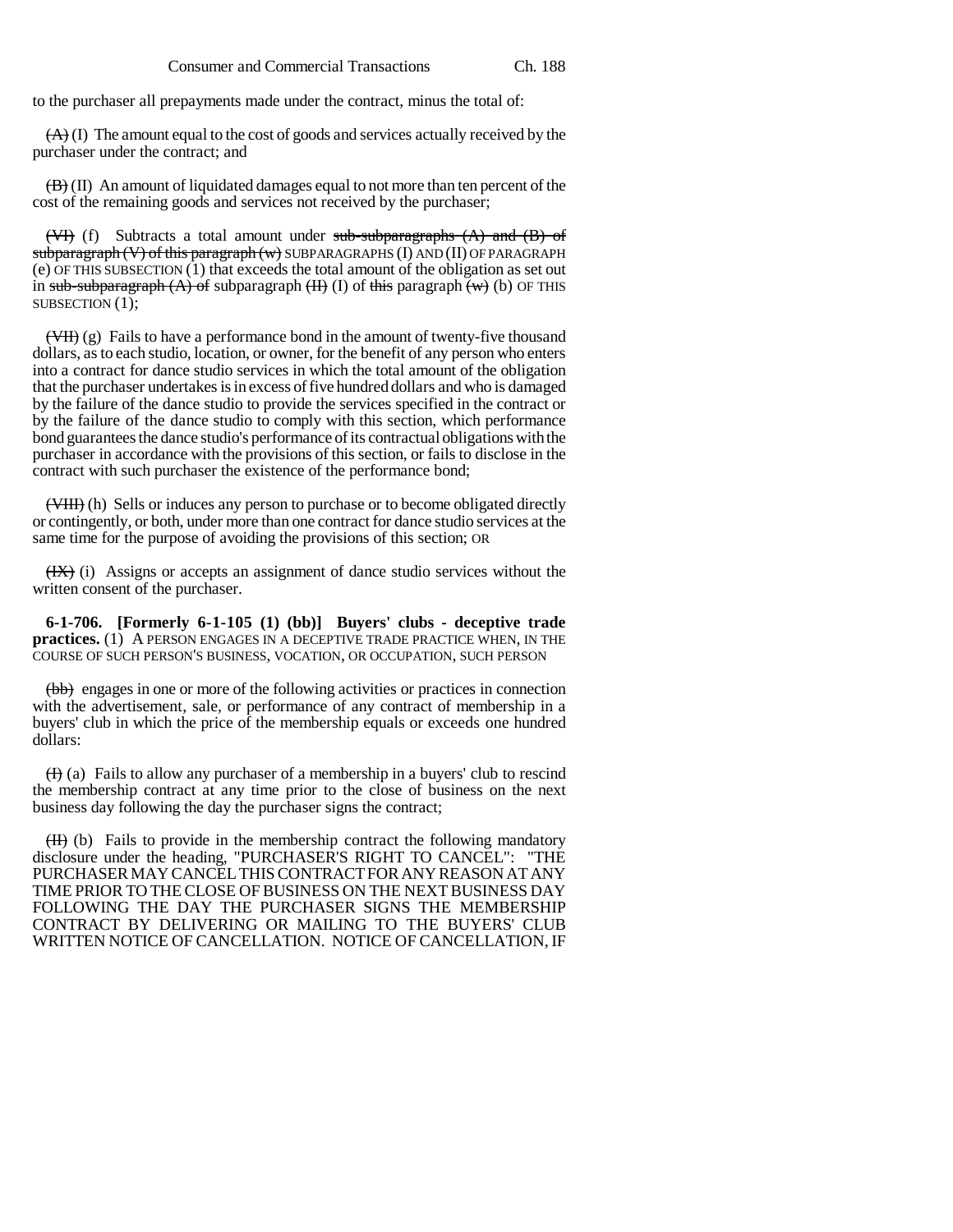to the purchaser all prepayments made under the contract, minus the total of:

~~(A)~~ (I) The amount equal to the cost of goods and services actually received by the purchaser under the contract; and

~~(B)~~ (II) An amount of liquidated damages equal to not more than ten percent of the cost of the remaining goods and services not received by the purchaser;

~~(VI)~~ (f) Subtracts a total amount under ~~sub-subparagraphs (A) and (B) of subparagraph (V) of this paragraph (w)~~ SUBPARAGRAPHS (I) AND (II) OF PARAGRAPH (e) OF THIS SUBSECTION (1) that exceeds the total amount of the obligation as set out in ~~sub-subparagraph (A) of~~ subparagraph ~~(II)~~ (I) of ~~this~~ paragraph ~~(w)~~ (b) OF THIS SUBSECTION (1);

~~(VII)~~ (g) Fails to have a performance bond in the amount of twenty-five thousand dollars, as to each studio, location, or owner, for the benefit of any person who enters into a contract for dance studio services in which the total amount of the obligation that the purchaser undertakes is in excess of five hundred dollars and who is damaged by the failure of the dance studio to provide the services specified in the contract or by the failure of the dance studio to comply with this section, which performance bond guarantees the dance studio's performance of its contractual obligations with the purchaser in accordance with the provisions of this section, or fails to disclose in the contract with such purchaser the existence of the performance bond;

~~(VIII)~~ (h) Sells or induces any person to purchase or to become obligated directly or contingently, or both, under more than one contract for dance studio services at the same time for the purpose of avoiding the provisions of this section; OR

~~(IX)~~ (i) Assigns or accepts an assignment of dance studio services without the written consent of the purchaser.

**6-1-706. [Formerly 6-1-105 (1) (bb)] Buyers' clubs - deceptive trade practices.** (1) A PERSON ENGAGES IN A DECEPTIVE TRADE PRACTICE WHEN, IN THE COURSE OF SUCH PERSON'S BUSINESS, VOCATION, OR OCCUPATION, SUCH PERSON

~~(bb)~~ engages in one or more of the following activities or practices in connection with the advertisement, sale, or performance of any contract of membership in a buyers' club in which the price of the membership equals or exceeds one hundred dollars:

~~(I)~~ (a) Fails to allow any purchaser of a membership in a buyers' club to rescind the membership contract at any time prior to the close of business on the next business day following the day the purchaser signs the contract;

~~(II)~~ (b) Fails to provide in the membership contract the following mandatory disclosure under the heading, "PURCHASER'S RIGHT TO CANCEL": "THE PURCHASER MAY CANCEL THIS CONTRACT FOR ANY REASON AT ANY TIME PRIOR TO THE CLOSE OF BUSINESS ON THE NEXT BUSINESS DAY FOLLOWING THE DAY THE PURCHASER SIGNS THE MEMBERSHIP CONTRACT BY DELIVERING OR MAILING TO THE BUYERS' CLUB WRITTEN NOTICE OF CANCELLATION. NOTICE OF CANCELLATION, IF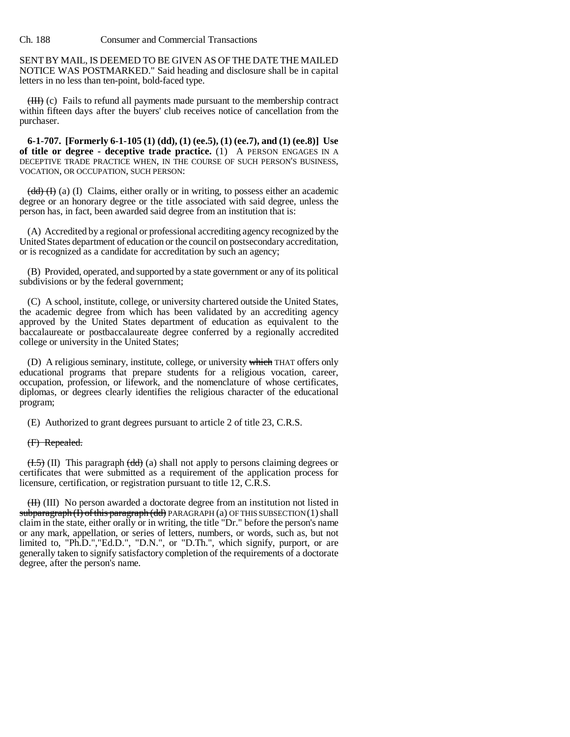SENT BY MAIL, IS DEEMED TO BE GIVEN AS OF THE DATE THE MAILED NOTICE WAS POSTMARKED." Said heading and disclosure shall be in capital letters in no less than ten-point, bold-faced type.

~~(III)~~ (c) Fails to refund all payments made pursuant to the membership contract within fifteen days after the buyers' club receives notice of cancellation from the purchaser.

**6-1-707. [Formerly 6-1-105 (1) (dd), (1) (ee.5), (1) (ee.7), and (1) (ee.8)] Use of title or degree - deceptive trade practice.** (1) A PERSON ENGAGES IN A DECEPTIVE TRADE PRACTICE WHEN, IN THE COURSE OF SUCH PERSON'S BUSINESS, VOCATION, OR OCCUPATION, SUCH PERSON:

~~(dd) (I)~~ (a) (I) Claims, either orally or in writing, to possess either an academic degree or an honorary degree or the title associated with said degree, unless the person has, in fact, been awarded said degree from an institution that is:

(A) Accredited by a regional or professional accrediting agency recognized by the United States department of education or the council on postsecondary accreditation, or is recognized as a candidate for accreditation by such an agency;

(B) Provided, operated, and supported by a state government or any of its political subdivisions or by the federal government;

(C) A school, institute, college, or university chartered outside the United States, the academic degree from which has been validated by an accrediting agency approved by the United States department of education as equivalent to the baccalaureate or postbaccalaureate degree conferred by a regionally accredited college or university in the United States;

(D) A religious seminary, institute, college, or university ~~which~~ THAT offers only educational programs that prepare students for a religious vocation, career, occupation, profession, or lifework, and the nomenclature of whose certificates, diplomas, or degrees clearly identifies the religious character of the educational program;

(E) Authorized to grant degrees pursuant to article 2 of title 23, C.R.S.

~~(F) Repealed.~~

~~(I.5)~~ (II) This paragraph ~~(dd)~~ (a) shall not apply to persons claiming degrees or certificates that were submitted as a requirement of the application process for licensure, certification, or registration pursuant to title 12, C.R.S.

~~(II)~~ (III) No person awarded a doctorate degree from an institution not listed in ~~subparagraph (I) of this paragraph (dd)~~ PARAGRAPH (a) OF THIS SUBSECTION (1) shall claim in the state, either orally or in writing, the title "Dr." before the person's name or any mark, appellation, or series of letters, numbers, or words, such as, but not limited to, "Ph.D.","Ed.D.", "D.N.", or "D.Th.", which signify, purport, or are generally taken to signify satisfactory completion of the requirements of a doctorate degree, after the person's name.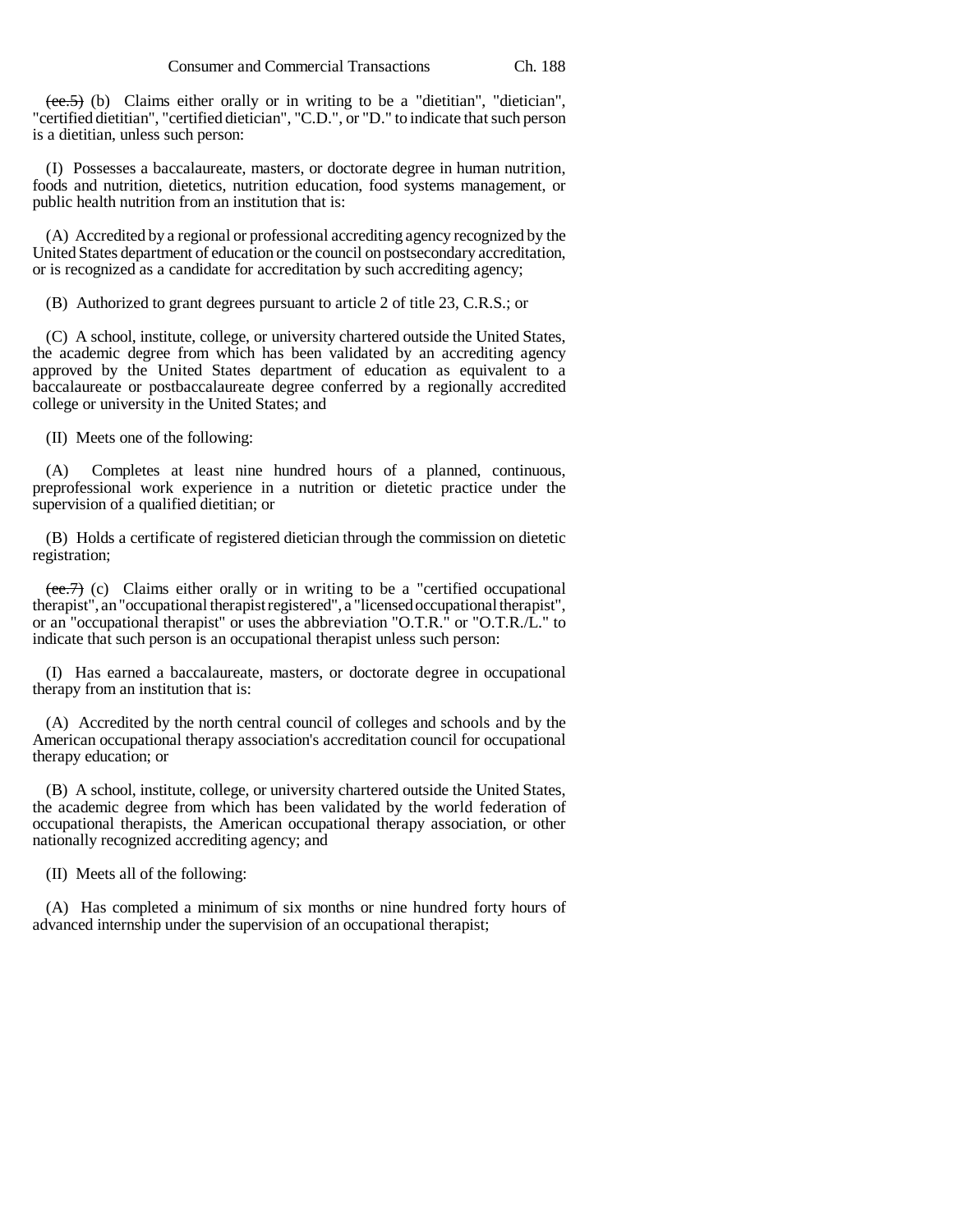~~(ee.5)~~ (b) Claims either orally or in writing to be a "dietitian", "dietician", "certified dietitian", "certified dietician", "C.D.", or "D." to indicate that such person is a dietitian, unless such person:

(I) Possesses a baccalaureate, masters, or doctorate degree in human nutrition, foods and nutrition, dietetics, nutrition education, food systems management, or public health nutrition from an institution that is:

(A) Accredited by a regional or professional accrediting agency recognized by the United States department of education or the council on postsecondary accreditation, or is recognized as a candidate for accreditation by such accrediting agency;

(B) Authorized to grant degrees pursuant to article 2 of title 23, C.R.S.; or

(C) A school, institute, college, or university chartered outside the United States, the academic degree from which has been validated by an accrediting agency approved by the United States department of education as equivalent to a baccalaureate or postbaccalaureate degree conferred by a regionally accredited college or university in the United States; and

(II) Meets one of the following:

(A) Completes at least nine hundred hours of a planned, continuous, preprofessional work experience in a nutrition or dietetic practice under the supervision of a qualified dietitian; or

(B) Holds a certificate of registered dietician through the commission on dietetic registration;

~~(ee.7)~~ (c) Claims either orally or in writing to be a "certified occupational therapist", an "occupational therapist registered", a "licensed occupational therapist", or an "occupational therapist" or uses the abbreviation "O.T.R." or "O.T.R./L." to indicate that such person is an occupational therapist unless such person:

(I) Has earned a baccalaureate, masters, or doctorate degree in occupational therapy from an institution that is:

(A) Accredited by the north central council of colleges and schools and by the American occupational therapy association's accreditation council for occupational therapy education; or

(B) A school, institute, college, or university chartered outside the United States, the academic degree from which has been validated by the world federation of occupational therapists, the American occupational therapy association, or other nationally recognized accrediting agency; and

(II) Meets all of the following:

(A) Has completed a minimum of six months or nine hundred forty hours of advanced internship under the supervision of an occupational therapist;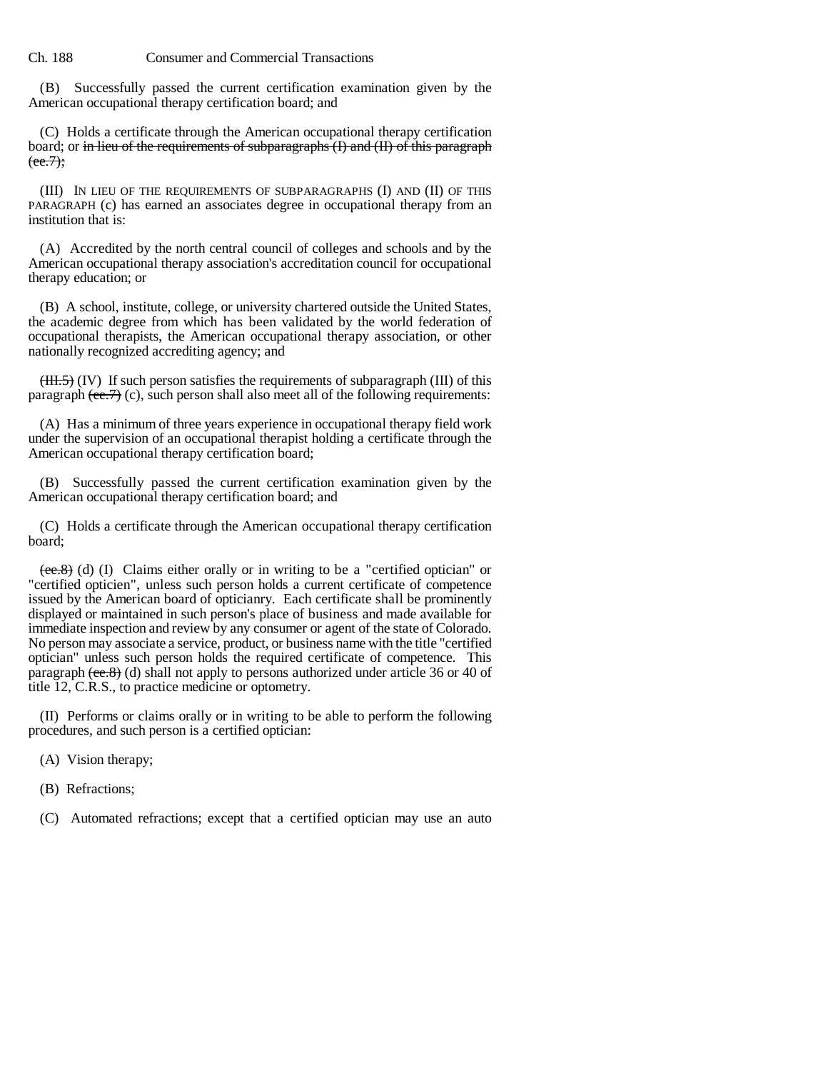(B) Successfully passed the current certification examination given by the American occupational therapy certification board; and

(C) Holds a certificate through the American occupational therapy certification board; or ~~in lieu of the requirements of subparagraphs (I) and (II) of this paragraph (ee.7);~~

(III) IN LIEU OF THE REQUIREMENTS OF SUBPARAGRAPHS (I) AND (II) OF THIS PARAGRAPH (c) has earned an associates degree in occupational therapy from an institution that is:

(A) Accredited by the north central council of colleges and schools and by the American occupational therapy association's accreditation council for occupational therapy education; or

(B) A school, institute, college, or university chartered outside the United States, the academic degree from which has been validated by the world federation of occupational therapists, the American occupational therapy association, or other nationally recognized accrediting agency; and

~~(III.5)~~ (IV) If such person satisfies the requirements of subparagraph (III) of this paragraph ~~(ee.7)~~ (c), such person shall also meet all of the following requirements:

(A) Has a minimum of three years experience in occupational therapy field work under the supervision of an occupational therapist holding a certificate through the American occupational therapy certification board;

(B) Successfully passed the current certification examination given by the American occupational therapy certification board; and

(C) Holds a certificate through the American occupational therapy certification board;

~~(ee.8)~~ (d) (I) Claims either orally or in writing to be a "certified optician" or "certified opticien", unless such person holds a current certificate of competence issued by the American board of opticianry. Each certificate shall be prominently displayed or maintained in such person's place of business and made available for immediate inspection and review by any consumer or agent of the state of Colorado. No person may associate a service, product, or business name with the title "certified optician" unless such person holds the required certificate of competence. This paragraph ~~(ee.8)~~ (d) shall not apply to persons authorized under article 36 or 40 of title 12, C.R.S., to practice medicine or optometry.

(II) Performs or claims orally or in writing to be able to perform the following procedures, and such person is a certified optician:

(A) Vision therapy;

(B) Refractions;

(C) Automated refractions; except that a certified optician may use an auto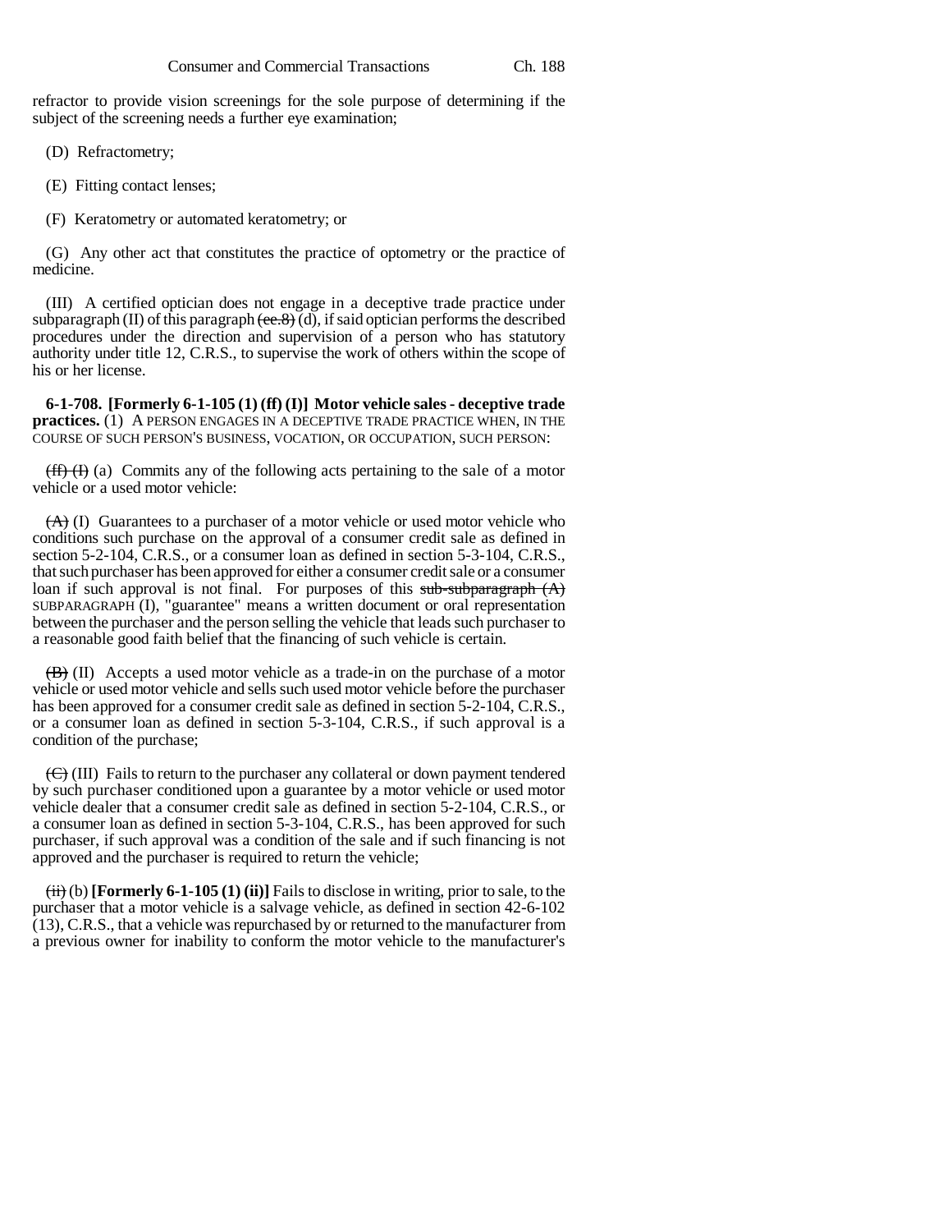refractor to provide vision screenings for the sole purpose of determining if the subject of the screening needs a further eye examination;

(D) Refractometry;

(E) Fitting contact lenses;

(F) Keratometry or automated keratometry; or

(G) Any other act that constitutes the practice of optometry or the practice of medicine.

(III) A certified optician does not engage in a deceptive trade practice under subparagraph (II) of this paragraph ~~(ee.8)~~ (d), if said optician performs the described procedures under the direction and supervision of a person who has statutory authority under title 12, C.R.S., to supervise the work of others within the scope of his or her license.

**6-1-708. [Formerly 6-1-105 (1) (ff) (I)] Motor vehicle sales - deceptive trade practices.** (1) A PERSON ENGAGES IN A DECEPTIVE TRADE PRACTICE WHEN, IN THE COURSE OF SUCH PERSON'S BUSINESS, VOCATION, OR OCCUPATION, SUCH PERSON:

~~(ff) (I)~~ (a) Commits any of the following acts pertaining to the sale of a motor vehicle or a used motor vehicle:

~~(A)~~ (I) Guarantees to a purchaser of a motor vehicle or used motor vehicle who conditions such purchase on the approval of a consumer credit sale as defined in section 5-2-104, C.R.S., or a consumer loan as defined in section 5-3-104, C.R.S., that such purchaser has been approved for either a consumer credit sale or a consumer loan if such approval is not final. For purposes of this ~~sub-subparagraph (A)~~ SUBPARAGRAPH (I), "guarantee" means a written document or oral representation between the purchaser and the person selling the vehicle that leads such purchaser to a reasonable good faith belief that the financing of such vehicle is certain.

~~(B)~~ (II) Accepts a used motor vehicle as a trade-in on the purchase of a motor vehicle or used motor vehicle and sells such used motor vehicle before the purchaser has been approved for a consumer credit sale as defined in section 5-2-104, C.R.S., or a consumer loan as defined in section 5-3-104, C.R.S., if such approval is a condition of the purchase;

~~(C)~~ (III) Fails to return to the purchaser any collateral or down payment tendered by such purchaser conditioned upon a guarantee by a motor vehicle or used motor vehicle dealer that a consumer credit sale as defined in section 5-2-104, C.R.S., or a consumer loan as defined in section 5-3-104, C.R.S., has been approved for such purchaser, if such approval was a condition of the sale and if such financing is not approved and the purchaser is required to return the vehicle;

~~(ii)~~ (b) **[Formerly 6-1-105 (1) (ii)]** Fails to disclose in writing, prior to sale, to the purchaser that a motor vehicle is a salvage vehicle, as defined in section 42-6-102 (13), C.R.S., that a vehicle was repurchased by or returned to the manufacturer from a previous owner for inability to conform the motor vehicle to the manufacturer's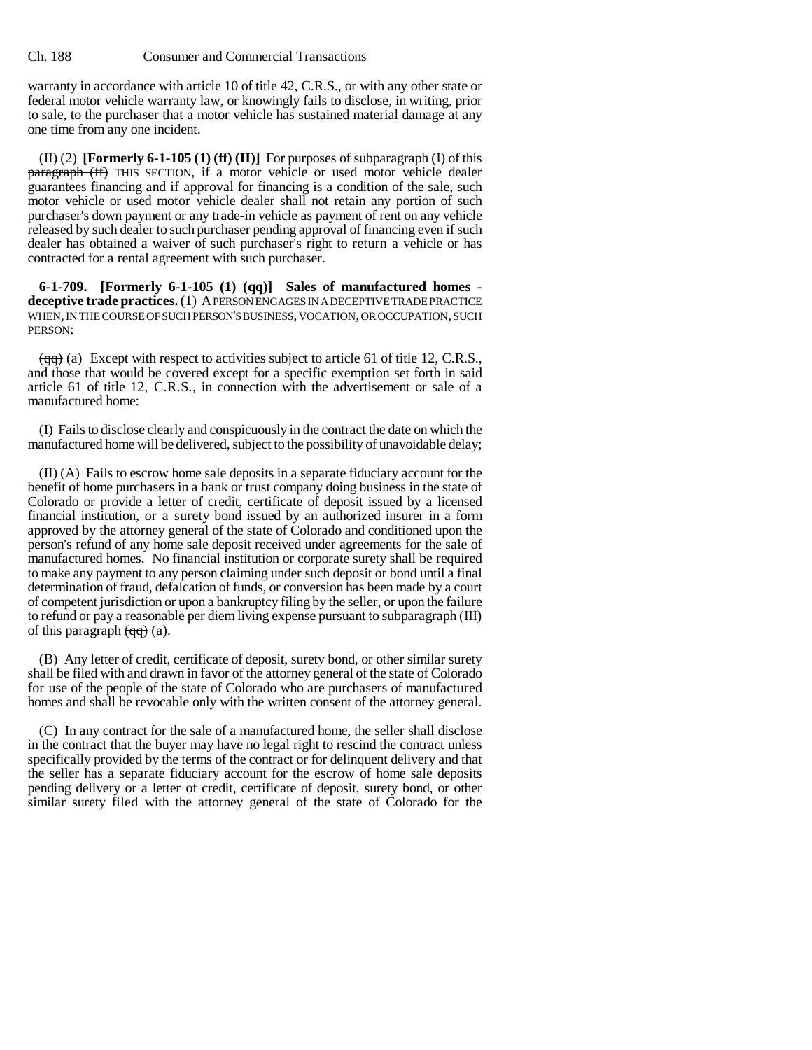warranty in accordance with article 10 of title 42, C.R.S., or with any other state or federal motor vehicle warranty law, or knowingly fails to disclose, in writing, prior to sale, to the purchaser that a motor vehicle has sustained material damage at any one time from any one incident.

~~(II)~~ (2) **[Formerly 6-1-105 (1) (ff) (II)]** For purposes of ~~subparagraph (I) of this paragraph (ff)~~ THIS SECTION, if a motor vehicle or used motor vehicle dealer guarantees financing and if approval for financing is a condition of the sale, such motor vehicle or used motor vehicle dealer shall not retain any portion of such purchaser's down payment or any trade-in vehicle as payment of rent on any vehicle released by such dealer to such purchaser pending approval of financing even if such dealer has obtained a waiver of such purchaser's right to return a vehicle or has contracted for a rental agreement with such purchaser.

**6-1-709. [Formerly 6-1-105 (1) (qq)] Sales of manufactured homes - deceptive trade practices.** (1) A PERSON ENGAGES IN A DECEPTIVE TRADE PRACTICE WHEN, IN THE COURSE OF SUCH PERSON'S BUSINESS, VOCATION, OR OCCUPATION, SUCH PERSON:

~~(qq)~~ (a) Except with respect to activities subject to article 61 of title 12, C.R.S., and those that would be covered except for a specific exemption set forth in said article 61 of title 12, C.R.S., in connection with the advertisement or sale of a manufactured home:

(I) Fails to disclose clearly and conspicuously in the contract the date on which the manufactured home will be delivered, subject to the possibility of unavoidable delay;

(II) (A) Fails to escrow home sale deposits in a separate fiduciary account for the benefit of home purchasers in a bank or trust company doing business in the state of Colorado or provide a letter of credit, certificate of deposit issued by a licensed financial institution, or a surety bond issued by an authorized insurer in a form approved by the attorney general of the state of Colorado and conditioned upon the person's refund of any home sale deposit received under agreements for the sale of manufactured homes. No financial institution or corporate surety shall be required to make any payment to any person claiming under such deposit or bond until a final determination of fraud, defalcation of funds, or conversion has been made by a court of competent jurisdiction or upon a bankruptcy filing by the seller, or upon the failure to refund or pay a reasonable per diem living expense pursuant to subparagraph (III) of this paragraph ~~(qq)~~ (a).

(B) Any letter of credit, certificate of deposit, surety bond, or other similar surety shall be filed with and drawn in favor of the attorney general of the state of Colorado for use of the people of the state of Colorado who are purchasers of manufactured homes and shall be revocable only with the written consent of the attorney general.

(C) In any contract for the sale of a manufactured home, the seller shall disclose in the contract that the buyer may have no legal right to rescind the contract unless specifically provided by the terms of the contract or for delinquent delivery and that the seller has a separate fiduciary account for the escrow of home sale deposits pending delivery or a letter of credit, certificate of deposit, surety bond, or other similar surety filed with the attorney general of the state of Colorado for the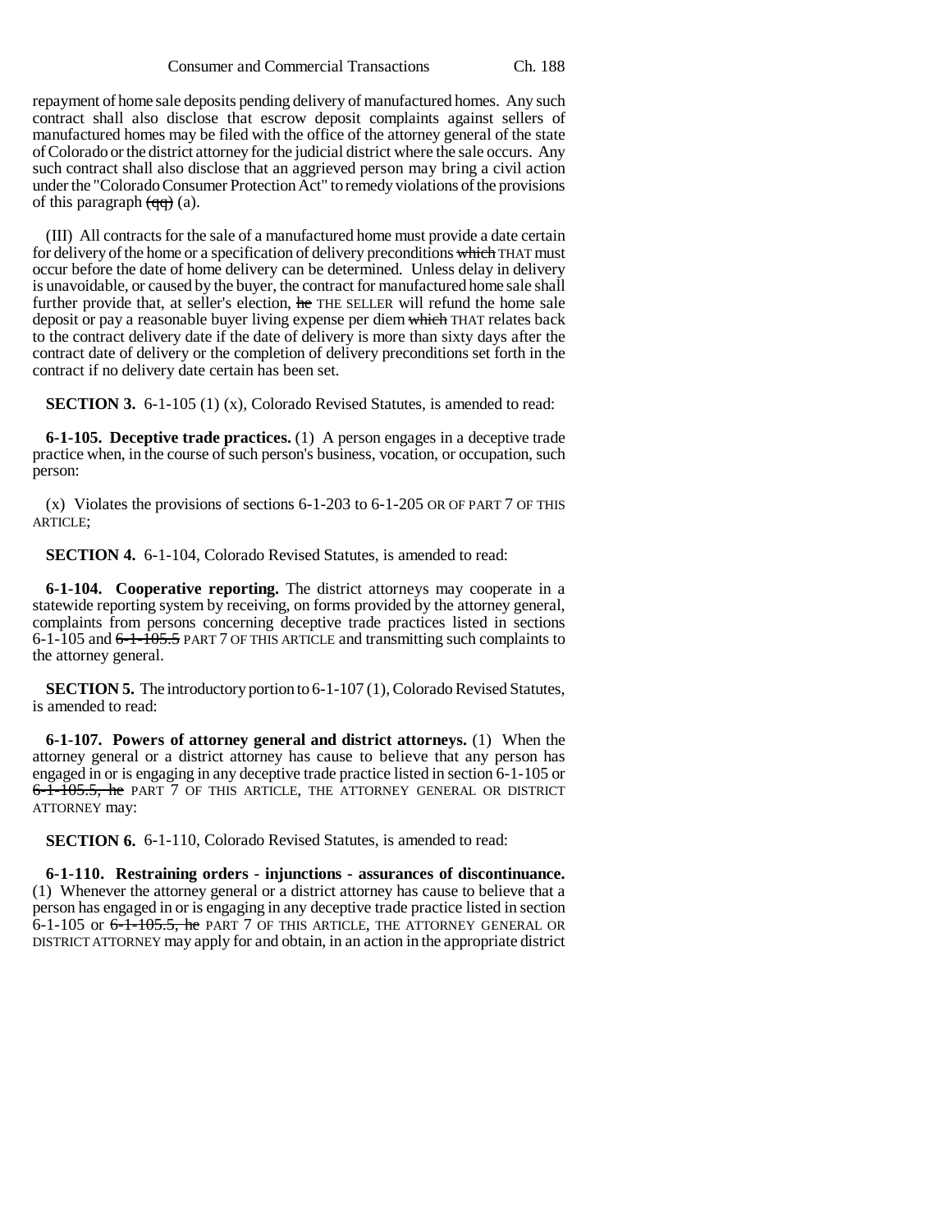repayment of home sale deposits pending delivery of manufactured homes. Any such contract shall also disclose that escrow deposit complaints against sellers of manufactured homes may be filed with the office of the attorney general of the state of Colorado or the district attorney for the judicial district where the sale occurs. Any such contract shall also disclose that an aggrieved person may bring a civil action under the "Colorado Consumer Protection Act" to remedy violations of the provisions of this paragraph ~~(qq)~~ (a).

(III) All contracts for the sale of a manufactured home must provide a date certain for delivery of the home or a specification of delivery preconditions ~~which~~ THAT must occur before the date of home delivery can be determined. Unless delay in delivery is unavoidable, or caused by the buyer, the contract for manufactured home sale shall further provide that, at seller's election, ~~he~~ THE SELLER will refund the home sale deposit or pay a reasonable buyer living expense per diem ~~which~~ THAT relates back to the contract delivery date if the date of delivery is more than sixty days after the contract date of delivery or the completion of delivery preconditions set forth in the contract if no delivery date certain has been set.

**SECTION 3.** 6-1-105 (1) (x), Colorado Revised Statutes, is amended to read:

**6-1-105. Deceptive trade practices.** (1) A person engages in a deceptive trade practice when, in the course of such person's business, vocation, or occupation, such person:

(x) Violates the provisions of sections 6-1-203 to 6-1-205 OR OF PART 7 OF THIS ARTICLE;

**SECTION 4.** 6-1-104, Colorado Revised Statutes, is amended to read:

**6-1-104. Cooperative reporting.** The district attorneys may cooperate in a statewide reporting system by receiving, on forms provided by the attorney general, complaints from persons concerning deceptive trade practices listed in sections 6-1-105 and ~~6-1-105.5~~ PART 7 OF THIS ARTICLE and transmitting such complaints to the attorney general.

**SECTION 5.** The introductory portion to 6-1-107 (1), Colorado Revised Statutes, is amended to read:

**6-1-107. Powers of attorney general and district attorneys.** (1) When the attorney general or a district attorney has cause to believe that any person has engaged in or is engaging in any deceptive trade practice listed in section 6-1-105 or ~~6-1-105.5, he~~ PART 7 OF THIS ARTICLE, THE ATTORNEY GENERAL OR DISTRICT ATTORNEY may:

**SECTION 6.** 6-1-110, Colorado Revised Statutes, is amended to read:

**6-1-110. Restraining orders - injunctions - assurances of discontinuance.** (1) Whenever the attorney general or a district attorney has cause to believe that a person has engaged in or is engaging in any deceptive trade practice listed in section 6-1-105 or ~~6-1-105.5, he~~ PART 7 OF THIS ARTICLE, THE ATTORNEY GENERAL OR DISTRICT ATTORNEY may apply for and obtain, in an action in the appropriate district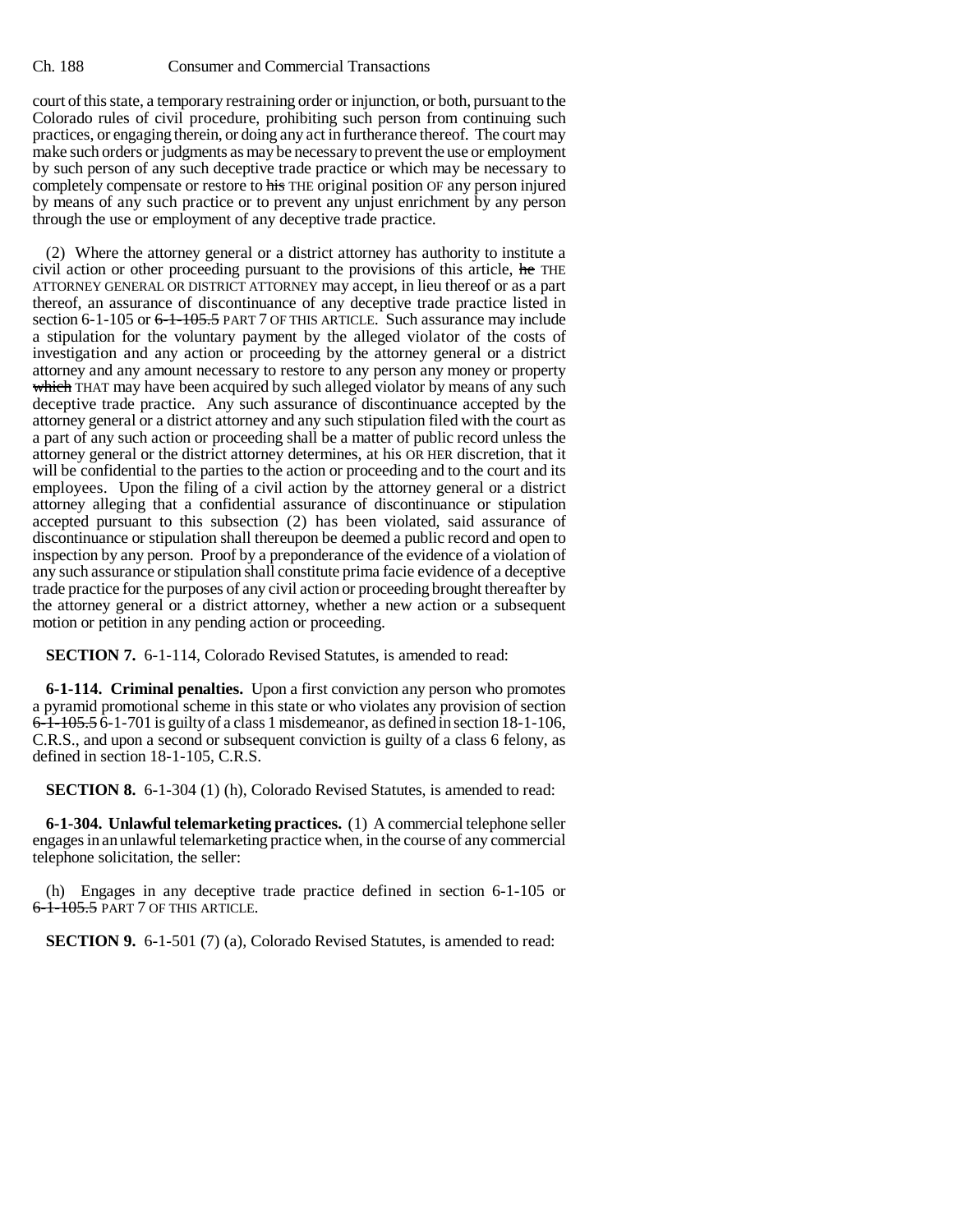court of this state, a temporary restraining order or injunction, or both, pursuant to the Colorado rules of civil procedure, prohibiting such person from continuing such practices, or engaging therein, or doing any act in furtherance thereof. The court may make such orders or judgments as may be necessary to prevent the use or employment by such person of any such deceptive trade practice or which may be necessary to completely compensate or restore to ~~his~~ THE original position OF any person injured by means of any such practice or to prevent any unjust enrichment by any person through the use or employment of any deceptive trade practice.

(2) Where the attorney general or a district attorney has authority to institute a civil action or other proceeding pursuant to the provisions of this article, ~~he~~ THE ATTORNEY GENERAL OR DISTRICT ATTORNEY may accept, in lieu thereof or as a part thereof, an assurance of discontinuance of any deceptive trade practice listed in section 6-1-105 or ~~6-1-105.5~~ PART 7 OF THIS ARTICLE. Such assurance may include a stipulation for the voluntary payment by the alleged violator of the costs of investigation and any action or proceeding by the attorney general or a district attorney and any amount necessary to restore to any person any money or property ~~which~~ THAT may have been acquired by such alleged violator by means of any such deceptive trade practice. Any such assurance of discontinuance accepted by the attorney general or a district attorney and any such stipulation filed with the court as a part of any such action or proceeding shall be a matter of public record unless the attorney general or the district attorney determines, at his OR HER discretion, that it will be confidential to the parties to the action or proceeding and to the court and its employees. Upon the filing of a civil action by the attorney general or a district attorney alleging that a confidential assurance of discontinuance or stipulation accepted pursuant to this subsection (2) has been violated, said assurance of discontinuance or stipulation shall thereupon be deemed a public record and open to inspection by any person. Proof by a preponderance of the evidence of a violation of any such assurance or stipulation shall constitute prima facie evidence of a deceptive trade practice for the purposes of any civil action or proceeding brought thereafter by the attorney general or a district attorney, whether a new action or a subsequent motion or petition in any pending action or proceeding.

**SECTION 7.** 6-1-114, Colorado Revised Statutes, is amended to read:

**6-1-114. Criminal penalties.** Upon a first conviction any person who promotes a pyramid promotional scheme in this state or who violates any provision of section ~~6-1-105.5~~ 6-1-701 is guilty of a class 1 misdemeanor, as defined in section 18-1-106, C.R.S., and upon a second or subsequent conviction is guilty of a class 6 felony, as defined in section 18-1-105, C.R.S.

**SECTION 8.** 6-1-304 (1) (h), Colorado Revised Statutes, is amended to read:

**6-1-304. Unlawful telemarketing practices.** (1) A commercial telephone seller engages in an unlawful telemarketing practice when, in the course of any commercial telephone solicitation, the seller:

(h) Engages in any deceptive trade practice defined in section 6-1-105 or ~~6-1-105.5~~ PART 7 OF THIS ARTICLE.

**SECTION 9.** 6-1-501 (7) (a), Colorado Revised Statutes, is amended to read: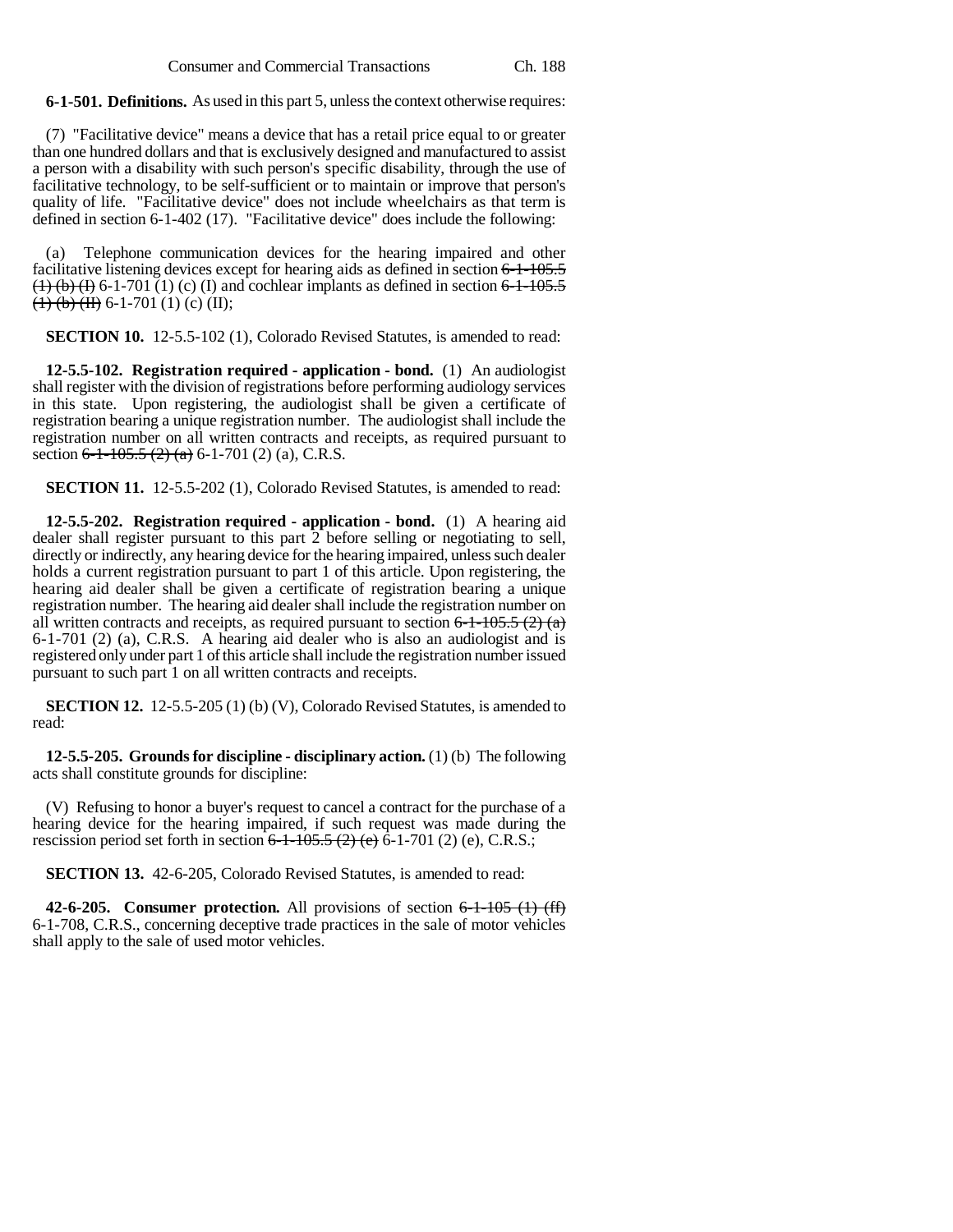**6-1-501. Definitions.** As used in this part 5, unless the context otherwise requires:

(7) "Facilitative device" means a device that has a retail price equal to or greater than one hundred dollars and that is exclusively designed and manufactured to assist a person with a disability with such person's specific disability, through the use of facilitative technology, to be self-sufficient or to maintain or improve that person's quality of life. "Facilitative device" does not include wheelchairs as that term is defined in section 6-1-402 (17). "Facilitative device" does include the following:

(a) Telephone communication devices for the hearing impaired and other facilitative listening devices except for hearing aids as defined in section ~~6-1-105.5 (1) (b) (I)~~ 6-1-701 (1) (c) (I) and cochlear implants as defined in section ~~6-1-105.5 (1) (b) (II)~~ 6-1-701 (1) (c) (II);

**SECTION 10.** 12-5.5-102 (1), Colorado Revised Statutes, is amended to read:

**12-5.5-102. Registration required - application - bond.** (1) An audiologist shall register with the division of registrations before performing audiology services in this state. Upon registering, the audiologist shall be given a certificate of registration bearing a unique registration number. The audiologist shall include the registration number on all written contracts and receipts, as required pursuant to section ~~6-1-105.5 (2) (a)~~ 6-1-701 (2) (a), C.R.S.

**SECTION 11.** 12-5.5-202 (1), Colorado Revised Statutes, is amended to read:

**12-5.5-202. Registration required - application - bond.** (1) A hearing aid dealer shall register pursuant to this part 2 before selling or negotiating to sell, directly or indirectly, any hearing device for the hearing impaired, unless such dealer holds a current registration pursuant to part 1 of this article. Upon registering, the hearing aid dealer shall be given a certificate of registration bearing a unique registration number. The hearing aid dealer shall include the registration number on all written contracts and receipts, as required pursuant to section ~~6-1-105.5 (2) (a)~~ 6-1-701 (2) (a), C.R.S. A hearing aid dealer who is also an audiologist and is registered only under part 1 of this article shall include the registration number issued pursuant to such part 1 on all written contracts and receipts.

**SECTION 12.** 12-5.5-205 (1) (b) (V), Colorado Revised Statutes, is amended to read:

**12-5.5-205. Grounds for discipline - disciplinary action.** (1) (b) The following acts shall constitute grounds for discipline:

(V) Refusing to honor a buyer's request to cancel a contract for the purchase of a hearing device for the hearing impaired, if such request was made during the rescission period set forth in section ~~6-1-105.5 (2) (e)~~ 6-1-701 (2) (e), C.R.S.;

**SECTION 13.** 42-6-205, Colorado Revised Statutes, is amended to read:

**42-6-205. Consumer protection.** All provisions of section ~~6-1-105 (1) (ff)~~ 6-1-708, C.R.S., concerning deceptive trade practices in the sale of motor vehicles shall apply to the sale of used motor vehicles.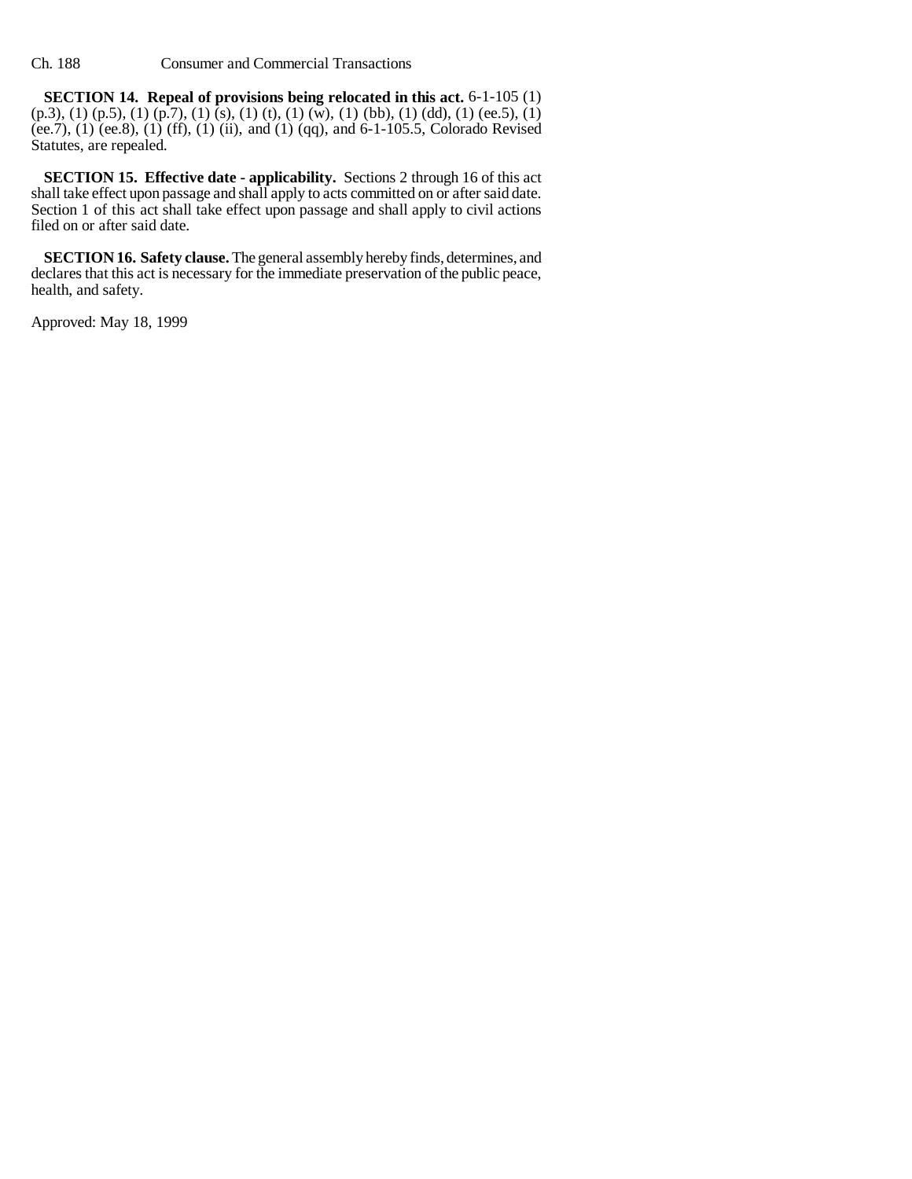**SECTION 14. Repeal of provisions being relocated in this act.** 6-1-105 (1) (p.3), (1) (p.5), (1) (p.7), (1) (s), (1) (t), (1) (w), (1) (bb), (1) (dd), (1) (ee.5), (1) (ee.7), (1) (ee.8), (1) (ff), (1) (ii), and (1) (qq), and 6-1-105.5, Colorado Revised Statutes, are repealed.

**SECTION 15. Effective date - applicability.** Sections 2 through 16 of this act shall take effect upon passage and shall apply to acts committed on or after said date. Section 1 of this act shall take effect upon passage and shall apply to civil actions filed on or after said date.

**SECTION 16. Safety clause.** The general assembly hereby finds, determines, and declares that this act is necessary for the immediate preservation of the public peace, health, and safety.

Approved: May 18, 1999